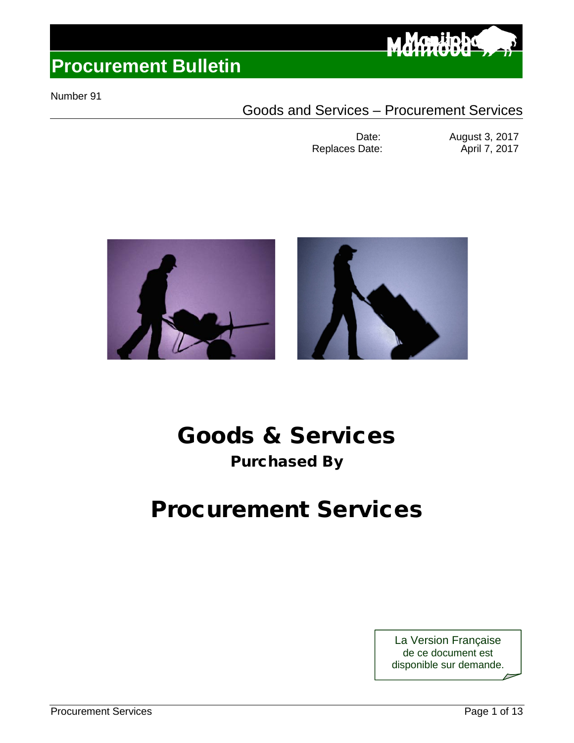# Procurement Bulletin

Number 91

Goods and Services – Procurement Services

| | |
|---|---|
| Date: | August 3, 2017 |
| Replaces Date: | April 7, 2017 |

# Goods & Services

## Purchased By

# Procurement Services

La Version Française de ce document est disponible sur demande.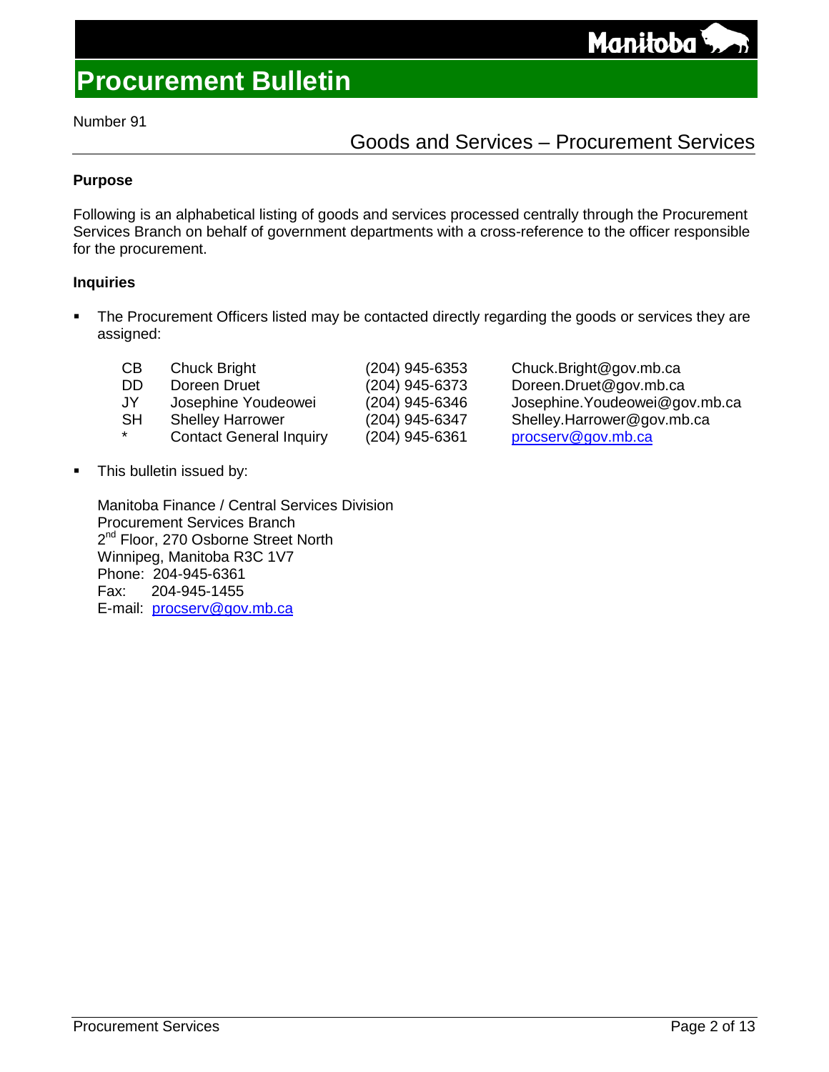# Procurement Bulletin

Number 91

## Goods and Services – Procurement Services

### Purpose

Following is an alphabetical listing of goods and services processed centrally through the Procurement Services Branch on behalf of government departments with a cross-reference to the officer responsible for the procurement.

### Inquiries

- The Procurement Officers listed may be contacted directly regarding the goods or services they are assigned:

| | | | |
|---|---|---|---|
| CB | Chuck Bright | (204) 945-6353 | Chuck.Bright@gov.mb.ca |
| DD | Doreen Druet | (204) 945-6373 | Doreen.Druet@gov.mb.ca |
| JY | Josephine Youdeowei | (204) 945-6346 | Josephine.Youdeowei@gov.mb.ca |
| SH | Shelley Harrower | (204) 945-6347 | Shelley.Harrower@gov.mb.ca |
| * | Contact General Inquiry | (204) 945-6361 | procserv@gov.mb.ca |

- This bulletin issued by:

  Manitoba Finance / Central Services Division
  Procurement Services Branch
  2nd Floor, 270 Osborne Street North
  Winnipeg, Manitoba R3C 1V7
  Phone: 204-945-6361
  Fax: 204-945-1455
  E-mail: procserv@gov.mb.ca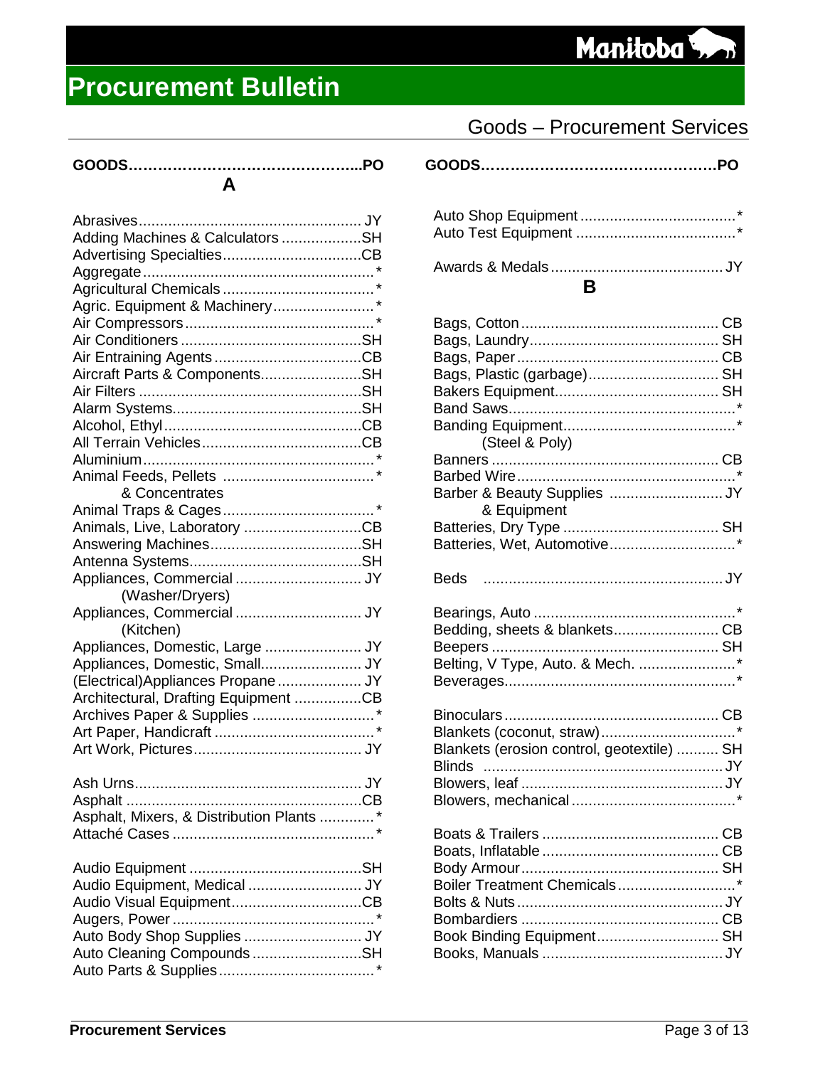# Procurement Bulletin

## Goods – Procurement Services

| GOODS | PO |
|---|---|
| **A** | |
| Abrasives | JY |
| Adding Machines & Calculators | SH |
| Advertising Specialties | CB |
| Aggregate | * |
| Agricultural Chemicals | * |
| Agric. Equipment & Machinery | * |
| Air Compressors | * |
| Air Conditioners | SH |
| Air Entraining Agents | CB |
| Aircraft Parts & Components | SH |
| Air Filters | SH |
| Alarm Systems | SH |
| Alcohol, Ethyl | CB |
| All Terrain Vehicles | CB |
| Aluminium | * |
| Animal Feeds, Pellets & Concentrates | * |
| Animal Traps & Cages | * |
| Animals, Live, Laboratory | CB |
| Answering Machines | SH |
| Antenna Systems | SH |
| Appliances, Commercial (Washer/Dryers) | JY |
| Appliances, Commercial (Kitchen) | JY |
| Appliances, Domestic, Large | JY |
| Appliances, Domestic, Small | JY |
| (Electrical)Appliances Propane | JY |
| Architectural, Drafting Equipment | CB |
| Archives Paper & Supplies | * |
| Art Paper, Handicraft | * |
| Art Work, Pictures | JY |
| Ash Urns | JY |
| Asphalt | CB |
| Asphalt, Mixers, & Distribution Plants | * |
| Attaché Cases | * |
| Audio Equipment | SH |
| Audio Equipment, Medical | JY |
| Audio Visual Equipment | CB |
| Augers, Power | * |
| Auto Body Shop Supplies | JY |
| Auto Cleaning Compounds | SH |
| Auto Parts & Supplies | * |
| Auto Shop Equipment | * |
| Auto Test Equipment | * |
| Awards & Medals | JY |
| **B** | |
| Bags, Cotton | CB |
| Bags, Laundry | SH |
| Bags, Paper | CB |
| Bags, Plastic (garbage) | SH |
| Bakers Equipment | SH |
| Band Saws | * |
| Banding Equipment (Steel & Poly) | * |
| Banners | CB |
| Barbed Wire | * |
| Barber & Beauty Supplies & Equipment | JY |
| Batteries, Dry Type | SH |
| Batteries, Wet, Automotive | * |
| Beds | JY |
| Bearings, Auto | * |
| Bedding, sheets & blankets | CB |
| Beepers | SH |
| Belting, V Type, Auto. & Mech. | * |
| Beverages | * |
| Binoculars | CB |
| Blankets (coconut, straw) | * |
| Blankets (erosion control, geotextile) | SH |
| Blinds | JY |
| Blowers, leaf | JY |
| Blowers, mechanical | * |
| Boats & Trailers | CB |
| Boats, Inflatable | CB |
| Body Armour | SH |
| Boiler Treatment Chemicals | * |
| Bolts & Nuts | JY |
| Bombardiers | CB |
| Book Binding Equipment | SH |
| Books, Manuals | JY |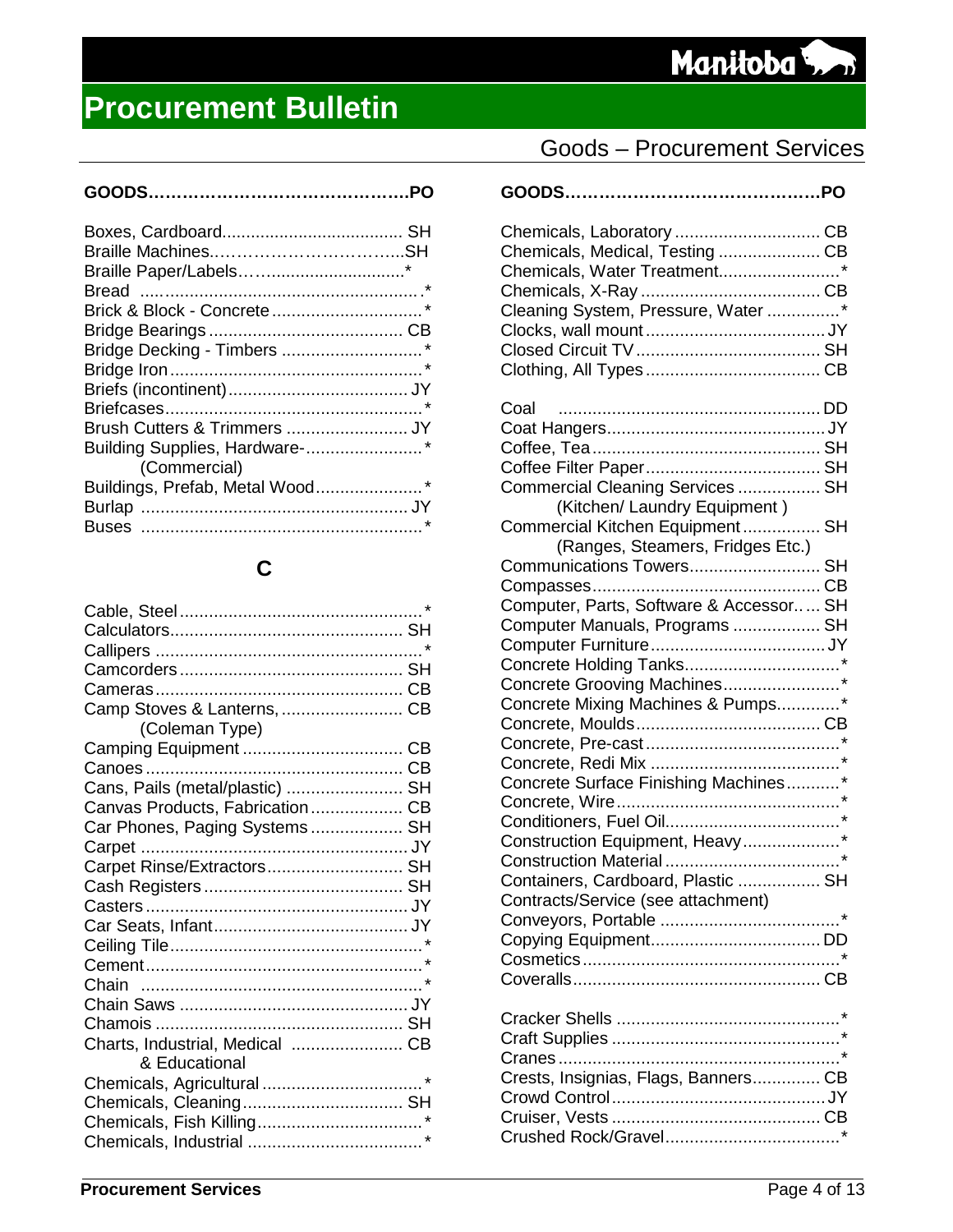# Procurement Bulletin

## Goods – Procurement Services

| GOODS | PO |
|---|---|
| Boxes, Cardboard | SH |
| Braille Machines | SH |
| Braille Paper/Labels | * |
| Bread | * |
| Brick & Block - Concrete | * |
| Bridge Bearings | CB |
| Bridge Decking - Timbers | * |
| Bridge Iron | * |
| Briefs (incontinent) | JY |
| Briefcases | * |
| Brush Cutters & Trimmers | JY |
| Building Supplies, Hardware- (Commercial) | * |
| Buildings, Prefab, Metal Wood | * |
| Burlap | JY |
| Buses | * |

### C

| GOODS | PO |
|---|---|
| Cable, Steel | * |
| Calculators | SH |
| Callipers | * |
| Camcorders | SH |
| Cameras | CB |
| Camp Stoves & Lanterns, (Coleman Type) | CB |
| Camping Equipment | CB |
| Canoes | CB |
| Cans, Pails (metal/plastic) | SH |
| Canvas Products, Fabrication | CB |
| Car Phones, Paging Systems | SH |
| Carpet | JY |
| Carpet Rinse/Extractors | SH |
| Cash Registers | SH |
| Casters | JY |
| Car Seats, Infant | JY |
| Ceiling Tile | * |
| Cement | * |
| Chain | * |
| Chain Saws | JY |
| Chamois | SH |
| Charts, Industrial, Medical & Educational | CB |
| Chemicals, Agricultural | * |
| Chemicals, Cleaning | SH |
| Chemicals, Fish Killing | * |
| Chemicals, Industrial | * |
| Chemicals, Laboratory | CB |
| Chemicals, Medical, Testing | CB |
| Chemicals, Water Treatment | * |
| Chemicals, X-Ray | CB |
| Cleaning System, Pressure, Water | * |
| Clocks, wall mount | JY |
| Closed Circuit TV | SH |
| Clothing, All Types | CB |
| Coal | DD |
| Coat Hangers | JY |
| Coffee, Tea | SH |
| Coffee Filter Paper | SH |
| Commercial Cleaning Services (Kitchen/ Laundry Equipment ) | SH |
| Commercial Kitchen Equipment (Ranges, Steamers, Fridges Etc.) | SH |
| Communications Towers | SH |
| Compasses | CB |
| Computer, Parts, Software & Accessor… | SH |
| Computer Manuals, Programs | SH |
| Computer Furniture | JY |
| Concrete Holding Tanks | * |
| Concrete Grooving Machines | * |
| Concrete Mixing Machines & Pumps | * |
| Concrete, Moulds | CB |
| Concrete, Pre-cast | * |
| Concrete, Redi Mix | * |
| Concrete Surface Finishing Machines | * |
| Concrete, Wire | * |
| Conditioners, Fuel Oil | * |
| Construction Equipment, Heavy | * |
| Construction Material | * |
| Containers, Cardboard, Plastic | SH |
| Contracts/Service (see attachment) | |
| Conveyors, Portable | * |
| Copying Equipment | DD |
| Cosmetics | * |
| Coveralls | CB |
| Cracker Shells | * |
| Craft Supplies | * |
| Cranes | * |
| Crests, Insignias, Flags, Banners | CB |
| Crowd Control | JY |
| Cruiser, Vests | CB |
| Crushed Rock/Gravel | * |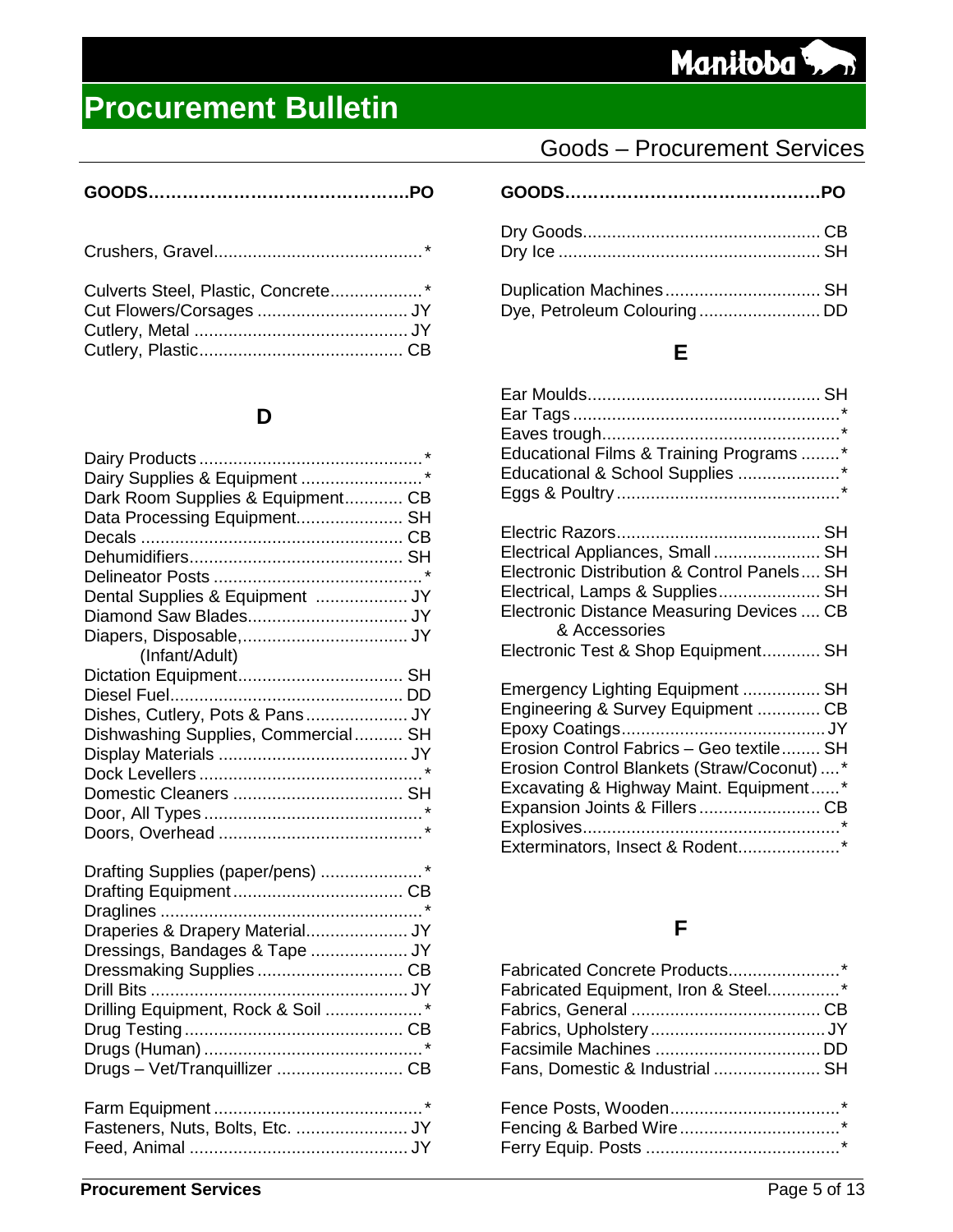# Procurement Bulletin

## Goods – Procurement Services

| GOODS | PO |
|---|---|
| Crushers, Gravel | * |
| Culverts Steel, Plastic, Concrete | * |
| Cut Flowers/Corsages | JY |
| Cutlery, Metal | JY |
| Cutlery, Plastic | CB |

### D

| | |
|---|---|
| Dairy Products | * |
| Dairy Supplies & Equipment | * |
| Dark Room Supplies & Equipment | CB |
| Data Processing Equipment | SH |
| Decals | CB |
| Dehumidifiers | SH |
| Delineator Posts | * |
| Dental Supplies & Equipment | JY |
| Diamond Saw Blades | JY |
| Diapers, Disposable, (Infant/Adult) | JY |
| Dictation Equipment | SH |
| Diesel Fuel | DD |
| Dishes, Cutlery, Pots & Pans | JY |
| Dishwashing Supplies, Commercial | SH |
| Display Materials | JY |
| Dock Levellers | * |
| Domestic Cleaners | SH |
| Door, All Types | * |
| Doors, Overhead | * |
| Drafting Supplies (paper/pens) | * |
| Drafting Equipment | CB |
| Draglines | * |
| Draperies & Drapery Material | JY |
| Dressings, Bandages & Tape | JY |
| Dressmaking Supplies | CB |
| Drill Bits | JY |
| Drilling Equipment, Rock & Soil | * |
| Drug Testing | CB |
| Drugs (Human) | * |
| Drugs – Vet/Tranquillizer | CB |
| Farm Equipment | * |
| Fasteners, Nuts, Bolts, Etc. | JY |
| Feed, Animal | JY |

| GOODS | PO |
|---|---|
| Dry Goods | CB |
| Dry Ice | SH |
| Duplication Machines | SH |
| Dye, Petroleum Colouring | DD |

### E

| | |
|---|---|
| Ear Moulds | SH |
| Ear Tags | * |
| Eaves trough | * |
| Educational Films & Training Programs | * |
| Educational & School Supplies | * |
| Eggs & Poultry | * |
| Electric Razors | SH |
| Electrical Appliances, Small | SH |
| Electronic Distribution & Control Panels | SH |
| Electrical, Lamps & Supplies | SH |
| Electronic Distance Measuring Devices & Accessories | CB |
| Electronic Test & Shop Equipment | SH |
| Emergency Lighting Equipment | SH |
| Engineering & Survey Equipment | CB |
| Epoxy Coatings | JY |
| Erosion Control Fabrics – Geo textile | SH |
| Erosion Control Blankets (Straw/Coconut) | * |
| Excavating & Highway Maint. Equipment | * |
| Expansion Joints & Fillers | CB |
| Explosives | * |
| Exterminators, Insect & Rodent | * |

### F

| | |
|---|---|
| Fabricated Concrete Products | * |
| Fabricated Equipment, Iron & Steel | * |
| Fabrics, General | CB |
| Fabrics, Upholstery | JY |
| Facsimile Machines | DD |
| Fans, Domestic & Industrial | SH |
| Fence Posts, Wooden | * |
| Fencing & Barbed Wire | * |
| Ferry Equip. Posts | * |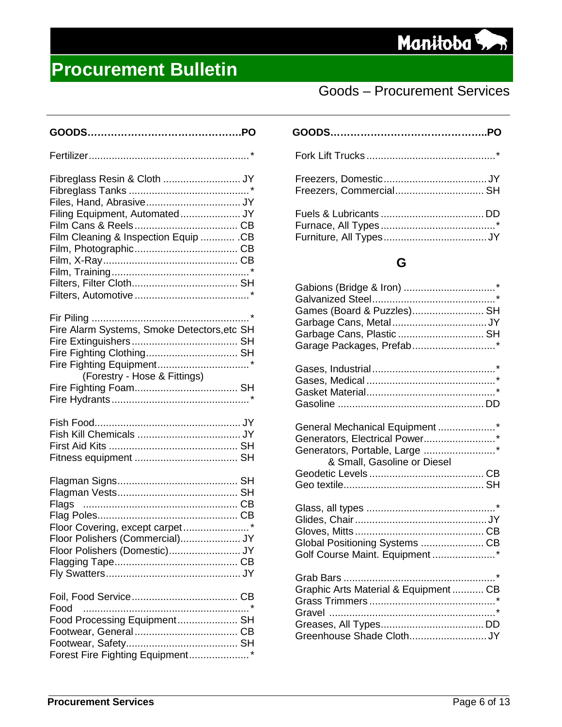# Procurement Bulletin

## Goods – Procurement Services

| GOODS | PO |
|---|---|
| Fertilizer | * |
| Fibreglass Resin & Cloth | JY |
| Fibreglass Tanks | * |
| Files, Hand, Abrasive | JY |
| Filing Equipment, Automated | JY |
| Film Cans & Reels | CB |
| Film Cleaning & Inspection Equip | CB |
| Film, Photographic | CB |
| Film, X-Ray | CB |
| Film, Training | * |
| Filters, Filter Cloth | SH |
| Filters, Automotive | * |
| Fir Piling | * |
| Fire Alarm Systems, Smoke Detectors,etc | SH |
| Fire Extinguishers | SH |
| Fire Fighting Clothing | SH |
| Fire Fighting Equipment (Forestry - Hose & Fittings) | * |
| Fire Fighting Foam | SH |
| Fire Hydrants | * |
| Fish Food | JY |
| Fish Kill Chemicals | JY |
| First Aid Kits | SH |
| Fitness equipment | SH |
| Flagman Signs | SH |
| Flagman Vests | SH |
| Flags | CB |
| Flag Poles | CB |
| Floor Covering, except carpet | * |
| Floor Polishers (Commercial) | JY |
| Floor Polishers (Domestic) | JY |
| Flagging Tape | CB |
| Fly Swatters | JY |
| Foil, Food Service | CB |
| Food | * |
| Food Processing Equipment | SH |
| Footwear, General | CB |
| Footwear, Safety | SH |
| Forest Fire Fighting Equipment | * |

| GOODS | PO |
|---|---|
| Fork Lift Trucks | * |
| Freezers, Domestic | JY |
| Freezers, Commercial | SH |
| Fuels & Lubricants | DD |
| Furnace, All Types | * |
| Furniture, All Types | JY |

### G

| GOODS | PO |
|---|---|
| Gabions (Bridge & Iron) | * |
| Galvanized Steel | * |
| Games (Board & Puzzles) | SH |
| Garbage Cans, Metal | JY |
| Garbage Cans, Plastic | SH |
| Garage Packages, Prefab | * |
| Gases, Industrial | * |
| Gases, Medical | * |
| Gasket Material | * |
| Gasoline | DD |
| General Mechanical Equipment | * |
| Generators, Electrical Power | * |
| Generators, Portable, Large & Small, Gasoline or Diesel | * |
| Geodetic Levels | CB |
| Geo textile | SH |
| Glass, all types | * |
| Glides, Chair | JY |
| Gloves, Mitts | CB |
| Global Positioning Systems | CB |
| Golf Course Maint. Equipment | * |
| Grab Bars | * |
| Graphic Arts Material & Equipment | CB |
| Grass Trimmers | * |
| Gravel | * |
| Greases, All Types | DD |
| Greenhouse Shade Cloth | JY |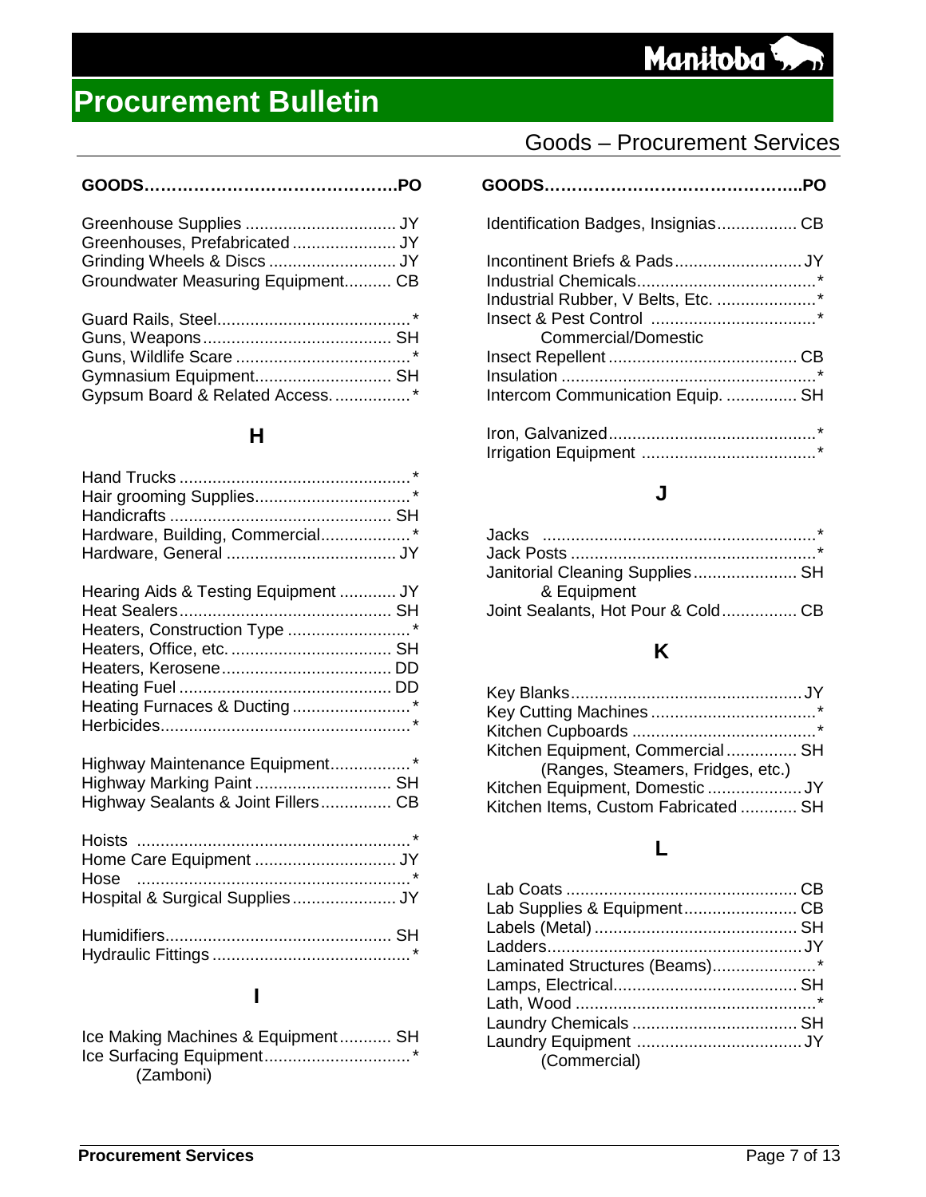# Procurement Bulletin

## Goods – Procurement Services

| GOODS | PO |
|---|---|
| Greenhouse Supplies | JY |
| Greenhouses, Prefabricated | JY |
| Grinding Wheels & Discs | JY |
| Groundwater Measuring Equipment | CB |
| Guard Rails, Steel | * |
| Guns, Weapons | SH |
| Guns, Wildlife Scare | * |
| Gymnasium Equipment | SH |
| Gypsum Board & Related Access. | * |

### H

| GOODS | PO |
|---|---|
| Hand Trucks | * |
| Hair grooming Supplies | * |
| Handicrafts | SH |
| Hardware, Building, Commercial | * |
| Hardware, General | JY |
| Hearing Aids & Testing Equipment | JY |
| Heat Sealers | SH |
| Heaters, Construction Type | * |
| Heaters, Office, etc. | SH |
| Heaters, Kerosene | DD |
| Heating Fuel | DD |
| Heating Furnaces & Ducting | * |
| Herbicides | * |
| Highway Maintenance Equipment | * |
| Highway Marking Paint | SH |
| Highway Sealants & Joint Fillers | CB |
| Hoists | * |
| Home Care Equipment | JY |
| Hose | * |
| Hospital & Surgical Supplies | JY |
| Humidifiers | SH |
| Hydraulic Fittings | * |

### I

| GOODS | PO |
|---|---|
| Ice Making Machines & Equipment | SH |
| Ice Surfacing Equipment (Zamboni) | * |
| Identification Badges, Insignias | CB |
| Incontinent Briefs & Pads | JY |
| Industrial Chemicals | * |
| Industrial Rubber, V Belts, Etc. | * |
| Insect & Pest Control Commercial/Domestic | * |
| Insect Repellent | CB |
| Insulation | * |
| Intercom Communication Equip. | SH |
| Iron, Galvanized | * |
| Irrigation Equipment | * |

### J

| GOODS | PO |
|---|---|
| Jacks | * |
| Jack Posts | * |
| Janitorial Cleaning Supplies & Equipment | SH |
| Joint Sealants, Hot Pour & Cold | CB |

### K

| GOODS | PO |
|---|---|
| Key Blanks | JY |
| Key Cutting Machines | * |
| Kitchen Cupboards | * |
| Kitchen Equipment, Commercial (Ranges, Steamers, Fridges, etc.) | SH |
| Kitchen Equipment, Domestic | JY |
| Kitchen Items, Custom Fabricated | SH |

### L

| GOODS | PO |
|---|---|
| Lab Coats | CB |
| Lab Supplies & Equipment | CB |
| Labels (Metal) | SH |
| Ladders | JY |
| Laminated Structures (Beams) | * |
| Lamps, Electrical | SH |
| Lath, Wood | * |
| Laundry Chemicals | SH |
| Laundry Equipment (Commercial) | JY |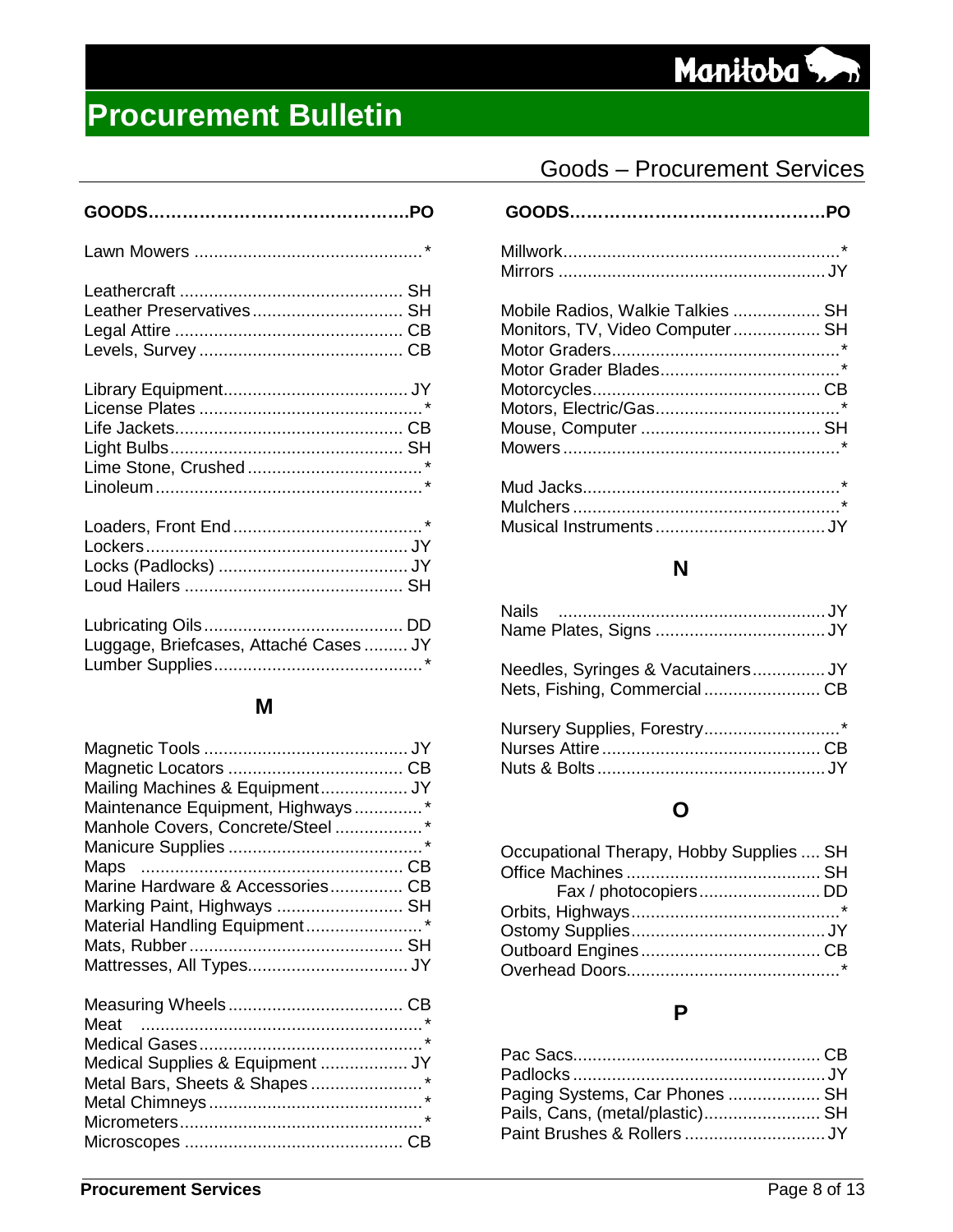# Procurement Bulletin

## Goods – Procurement Services

| GOODS | PO |
|---|---|
| Lawn Mowers | * |
| Leathercraft | SH |
| Leather Preservatives | SH |
| Legal Attire | CB |
| Levels, Survey | CB |
| Library Equipment | JY |
| License Plates | * |
| Life Jackets | CB |
| Light Bulbs | SH |
| Lime Stone, Crushed | * |
| Linoleum | * |
| Loaders, Front End | * |
| Lockers | JY |
| Locks (Padlocks) | JY |
| Loud Hailers | SH |
| Lubricating Oils | DD |
| Luggage, Briefcases, Attaché Cases | JY |
| Lumber Supplies | * |

### M

| GOODS | PO |
|---|---|
| Magnetic Tools | JY |
| Magnetic Locators | CB |
| Mailing Machines & Equipment | JY |
| Maintenance Equipment, Highways | * |
| Manhole Covers, Concrete/Steel | * |
| Manicure Supplies | * |
| Maps | CB |
| Marine Hardware & Accessories | CB |
| Marking Paint, Highways | SH |
| Material Handling Equipment | * |
| Mats, Rubber | SH |
| Mattresses, All Types | JY |
| Measuring Wheels | CB |
| Meat | * |
| Medical Gases | * |
| Medical Supplies & Equipment | JY |
| Metal Bars, Sheets & Shapes | * |
| Metal Chimneys | * |
| Micrometers | * |
| Microscopes | CB |
| Millwork | * |
| Mirrors | JY |
| Mobile Radios, Walkie Talkies | SH |
| Monitors, TV, Video Computer | SH |
| Motor Graders | * |
| Motor Grader Blades | * |
| Motorcycles | CB |
| Motors, Electric/Gas | * |
| Mouse, Computer | SH |
| Mowers | * |
| Mud Jacks | * |
| Mulchers | * |
| Musical Instruments | JY |

### N

| GOODS | PO |
|---|---|
| Nails | JY |
| Name Plates, Signs | JY |
| Needles, Syringes & Vacutainers | JY |
| Nets, Fishing, Commercial | CB |
| Nursery Supplies, Forestry | * |
| Nurses Attire | CB |
| Nuts & Bolts | JY |

### O

| GOODS | PO |
|---|---|
| Occupational Therapy, Hobby Supplies | SH |
| Office Machines | SH |
| Fax / photocopiers | DD |
| Orbits, Highways | * |
| Ostomy Supplies | JY |
| Outboard Engines | CB |
| Overhead Doors | * |

### P

| GOODS | PO |
|---|---|
| Pac Sacs | CB |
| Padlocks | JY |
| Paging Systems, Car Phones | SH |
| Pails, Cans, (metal/plastic) | SH |
| Paint Brushes & Rollers | JY |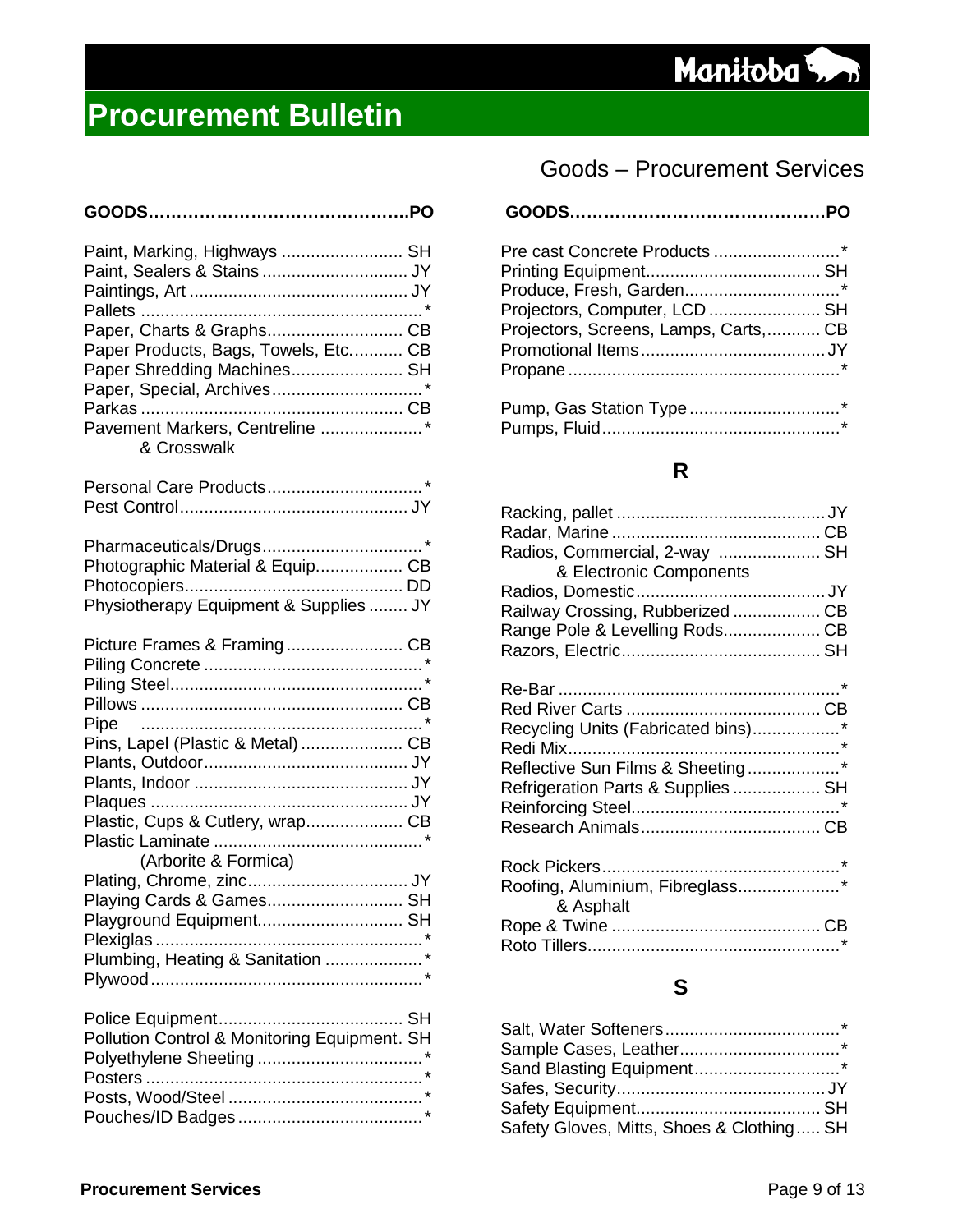# Procurement Bulletin

## Goods – Procurement Services

| GOODS | PO |
|---|---|
| Paint, Marking, Highways | SH |
| Paint, Sealers & Stains | JY |
| Paintings, Art | JY |
| Pallets | * |
| Paper, Charts & Graphs | CB |
| Paper Products, Bags, Towels, Etc. | CB |
| Paper Shredding Machines | SH |
| Paper, Special, Archives | * |
| Parkas | CB |
| Pavement Markers, Centreline & Crosswalk | * |
| Personal Care Products | * |
| Pest Control | JY |
| Pharmaceuticals/Drugs | * |
| Photographic Material & Equip. | CB |
| Photocopiers | DD |
| Physiotherapy Equipment & Supplies | JY |
| Picture Frames & Framing | CB |
| Piling Concrete | * |
| Piling Steel | * |
| Pillows | CB |
| Pipe | * |
| Pins, Lapel (Plastic & Metal) | CB |
| Plants, Outdoor | JY |
| Plants, Indoor | JY |
| Plaques | JY |
| Plastic, Cups & Cutlery, wrap | CB |
| Plastic Laminate (Arborite & Formica) | * |
| Plating, Chrome, zinc | JY |
| Playing Cards & Games | SH |
| Playground Equipment | SH |
| Plexiglas | * |
| Plumbing, Heating & Sanitation | * |
| Plywood | * |
| Police Equipment | SH |
| Pollution Control & Monitoring Equipment | SH |
| Polyethylene Sheeting | * |
| Posters | * |
| Posts, Wood/Steel | * |
| Pouches/ID Badges | * |

| GOODS | PO |
|---|---|
| Pre cast Concrete Products | * |
| Printing Equipment | SH |
| Produce, Fresh, Garden | * |
| Projectors, Computer, LCD | SH |
| Projectors, Screens, Lamps, Carts, | CB |
| Promotional Items | JY |
| Propane | * |
| Pump, Gas Station Type | * |
| Pumps, Fluid | * |

### R

| | |
|---|---|
| Racking, pallet | JY |
| Radar, Marine | CB |
| Radios, Commercial, 2-way & Electronic Components | SH |
| Radios, Domestic | JY |
| Railway Crossing, Rubberized | CB |
| Range Pole & Levelling Rods | CB |
| Razors, Electric | SH |
| Re-Bar | * |
| Red River Carts | CB |
| Recycling Units (Fabricated bins) | * |
| Redi Mix | * |
| Reflective Sun Films & Sheeting | * |
| Refrigeration Parts & Supplies | SH |
| Reinforcing Steel | * |
| Research Animals | CB |
| Rock Pickers | * |
| Roofing, Aluminium, Fibreglass & Asphalt | * |
| Rope & Twine | CB |
| Roto Tillers | * |

### S

| | |
|---|---|
| Salt, Water Softeners | * |
| Sample Cases, Leather | * |
| Sand Blasting Equipment | * |
| Safes, Security | JY |
| Safety Equipment | SH |
| Safety Gloves, Mitts, Shoes & Clothing | SH |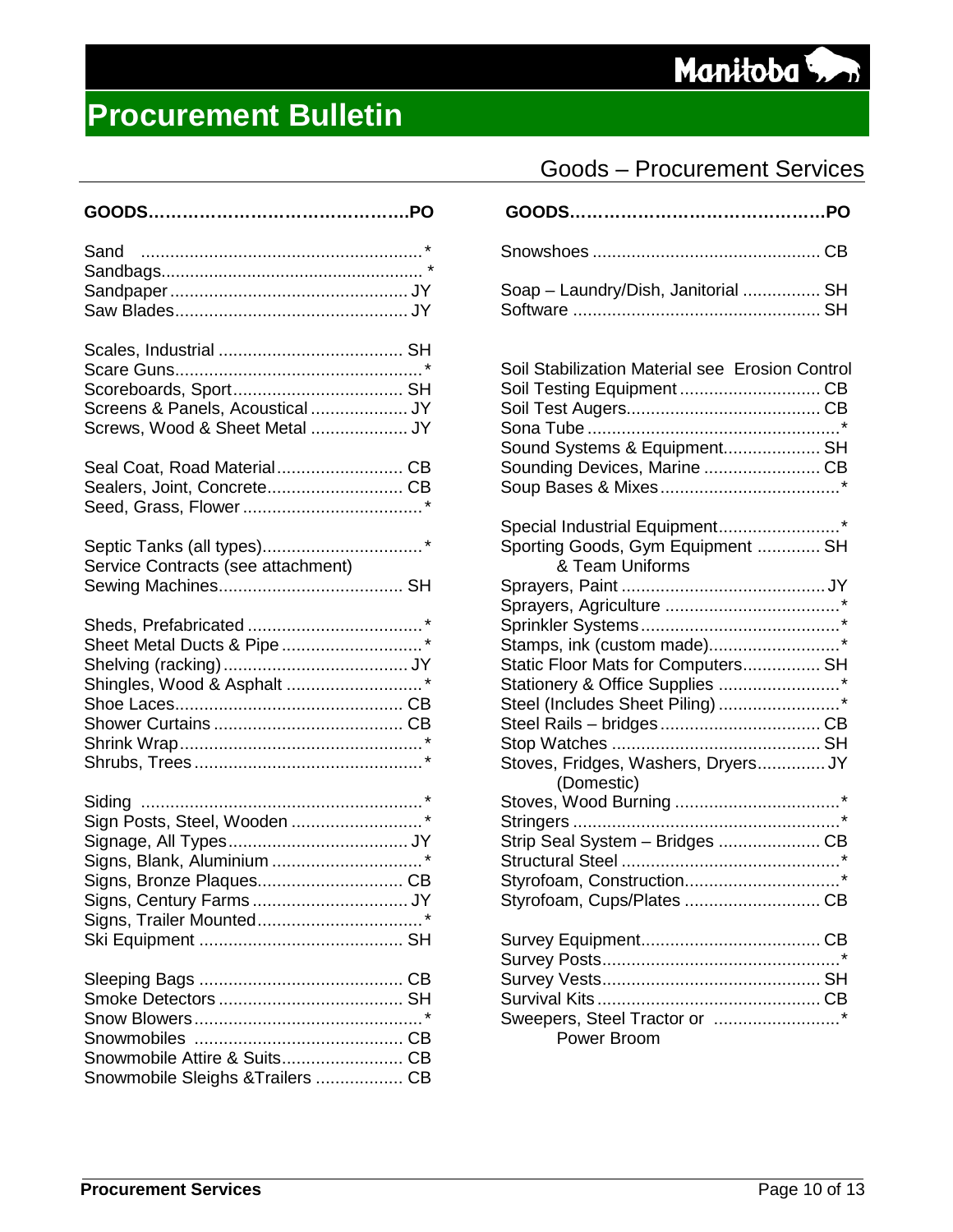# Procurement Bulletin

## Goods – Procurement Services

| GOODS | PO |
|---|---|
| Sand | * |
| Sandbags | * |
| Sandpaper | JY |
| Saw Blades | JY |
| Scales, Industrial | SH |
| Scare Guns | * |
| Scoreboards, Sport | SH |
| Screens & Panels, Acoustical | JY |
| Screws, Wood & Sheet Metal | JY |
| Seal Coat, Road Material | CB |
| Sealers, Joint, Concrete | CB |
| Seed, Grass, Flower | * |
| Septic Tanks (all types) | * |
| Service Contracts (see attachment) | |
| Sewing Machines | SH |
| Sheds, Prefabricated | * |
| Sheet Metal Ducts & Pipe | * |
| Shelving (racking) | JY |
| Shingles, Wood & Asphalt | * |
| Shoe Laces | CB |
| Shower Curtains | CB |
| Shrink Wrap | * |
| Shrubs, Trees | * |
| Siding | * |
| Sign Posts, Steel, Wooden | * |
| Signage, All Types | JY |
| Signs, Blank, Aluminium | * |
| Signs, Bronze Plaques | CB |
| Signs, Century Farms | JY |
| Signs, Trailer Mounted | * |
| Ski Equipment | SH |
| Sleeping Bags | CB |
| Smoke Detectors | SH |
| Snow Blowers | * |
| Snowmobiles | CB |
| Snowmobile Attire & Suits | CB |
| Snowmobile Sleighs &Trailers | CB |

| GOODS | PO |
|---|---|
| Snowshoes | CB |
| Soap – Laundry/Dish, Janitorial | SH |
| Software | SH |
| Soil Stabilization Material see Erosion Control | |
| Soil Testing Equipment | CB |
| Soil Test Augers | CB |
| Sona Tube | * |
| Sound Systems & Equipment | SH |
| Sounding Devices, Marine | CB |
| Soup Bases & Mixes | * |
| Special Industrial Equipment | * |
| Sporting Goods, Gym Equipment & Team Uniforms | SH |
| Sprayers, Paint | JY |
| Sprayers, Agriculture | * |
| Sprinkler Systems | * |
| Stamps, ink (custom made) | * |
| Static Floor Mats for Computers | SH |
| Stationery & Office Supplies | * |
| Steel (Includes Sheet Piling) | * |
| Steel Rails – bridges | CB |
| Stop Watches | SH |
| Stoves, Fridges, Washers, Dryers (Domestic) | JY |
| Stoves, Wood Burning | * |
| Stringers | * |
| Strip Seal System – Bridges | CB |
| Structural Steel | * |
| Styrofoam, Construction | * |
| Styrofoam, Cups/Plates | CB |
| Survey Equipment | CB |
| Survey Posts | * |
| Survey Vests | SH |
| Survival Kits | CB |
| Sweepers, Steel Tractor or Power Broom | * |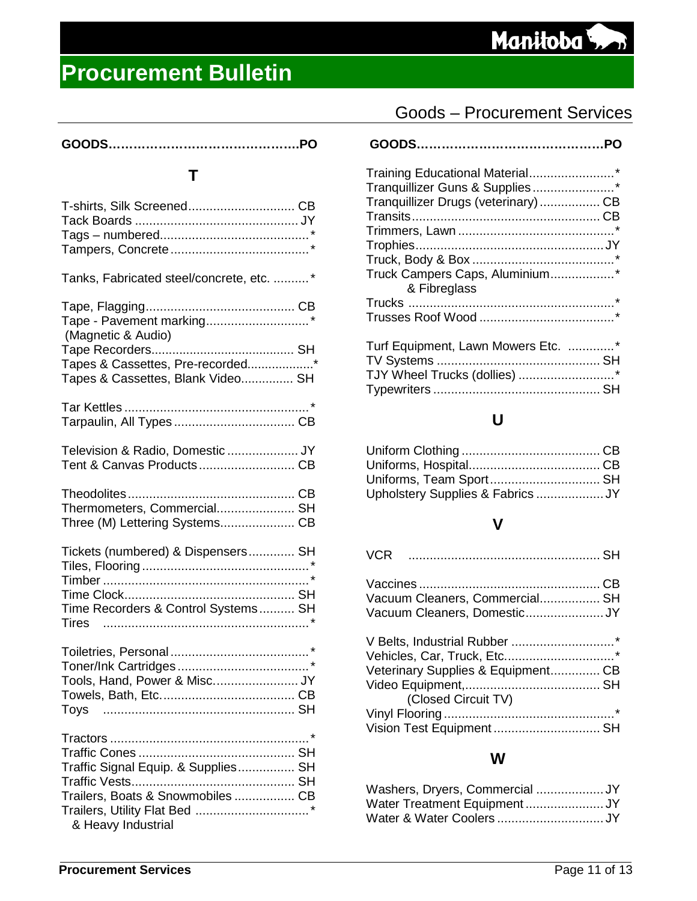# Procurement Bulletin

## Goods – Procurement Services

**GOODS............................................PO**

### T

T-shirts, Silk Screened............................. CB
Tack Boards ............................................. JY
Tags – numbered.........................................*
Tampers, Concrete ......................................*

Tanks, Fabricated steel/concrete, etc. ..........*

Tape, Flagging.......................................... CB
Tape - Pavement marking............................*
(Magnetic & Audio)
Tape Recorders......................................... SH
Tapes & Cassettes, Pre-recorded..................*
Tapes & Cassettes, Blank Video.............. SH

Tar Kettles ...................................................*
Tarpaulin, All Types ................................. CB

Television & Radio, Domestic .................... JY
Tent & Canvas Products........................... CB

Theodolites.............................................. CB
Thermometers, Commercial...................... SH
Three (M) Lettering Systems.................... CB

Tickets (numbered) & Dispensers............. SH
Tiles, Flooring ..............................................*
Timber .........................................................*
Time Clock................................................ SH
Time Recorders & Control Systems.......... SH
Tires .........................................................*

Toiletries, Personal ......................................*
Toner/Ink Cartridges ....................................*
Tools, Hand, Power & Misc........................ JY
Towels, Bath, Etc...................................... CB
Toys ...................................................... SH

Tractors .......................................................*
Traffic Cones ............................................ SH
Traffic Signal Equip. & Supplies................ SH
Traffic Vests............................................. SH
Trailers, Boats & Snowmobiles ................. CB
Trailers, Utility Flat Bed ................................*
& Heavy Industrial

**GOODS............................................PO**

Training Educational Material........................*
Tranquillizer Guns & Supplies.......................*
Tranquillizer Drugs (veterinary) ................ CB
Transits.................................................... CB
Trimmers, Lawn ...........................................*
Trophies.................................................... JY
Truck, Body & Box .......................................*
Truck Campers Caps, Aluminium..................*
& Fibreglass
Trucks .........................................................*
Trusses Roof Wood .....................................*

Turf Equipment, Lawn Mowers Etc. .............*
TV Systems ............................................. SH
TJY Wheel Trucks (dollies) ...........................*
Typewriters .............................................. SH

### U

Uniform Clothing ...................................... CB
Uniforms, Hospital.................................... CB
Uniforms, Team Sport............................... SH
Upholstery Supplies & Fabrics .................. JY

### V

VCR ..................................................... SH

Vaccines .................................................. CB
Vacuum Cleaners, Commercial................. SH
Vacuum Cleaners, Domestic..................... JY

V Belts, Industrial Rubber .............................*
Vehicles, Car, Truck, Etc...............................*
Veterinary Supplies & Equipment.............. CB
Video Equipment,...................................... SH
(Closed Circuit TV)
Vinyl Flooring ...............................................*
Vision Test Equipment .............................. SH

### W

Washers, Dryers, Commercial ................... JY
Water Treatment Equipment ...................... JY
Water & Water Coolers ............................. JY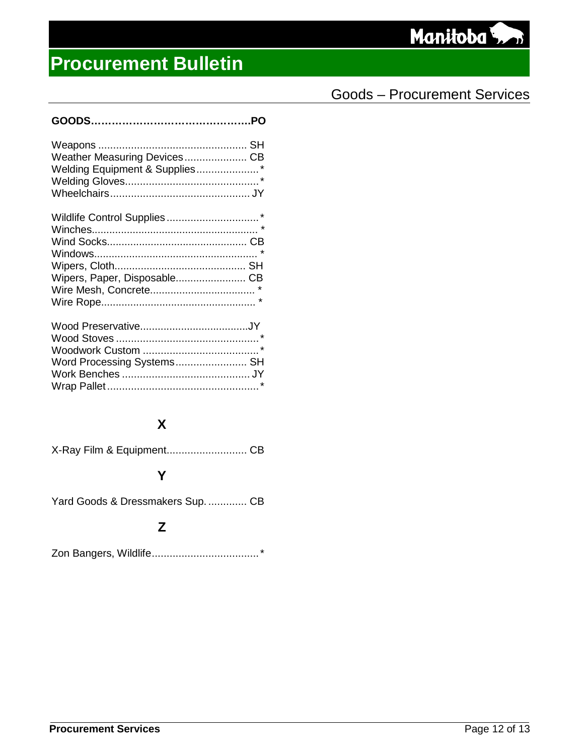**GOODS……………………………………….PO**

Weapons .................................................. SH
Weather Measuring Devices..................... CB
Welding Equipment & Supplies.....................*
Welding Gloves............................................*
Wheelchairs............................................... JY

Wildlife Control Supplies...............................*
Winches........................................................ *
Wind Socks................................................ CB
Windows....................................................... *
Wipers, Cloth............................................ SH
Wipers, Paper, Disposable........................ CB
Wire Mesh, Concrete................................... *
Wire Rope.................................................... *

Wood Preservative....................................JY
Wood Stoves ................................................*
Woodwork Custom .......................................*
Word Processing Systems........................ SH
Work Benches ........................................... JY
Wrap Pallet...................................................*

## X

X-Ray Film & Equipment........................... CB

## Y

Yard Goods & Dressmakers Sup. ............. CB

## Z

Zon Bangers, Wildlife....................................*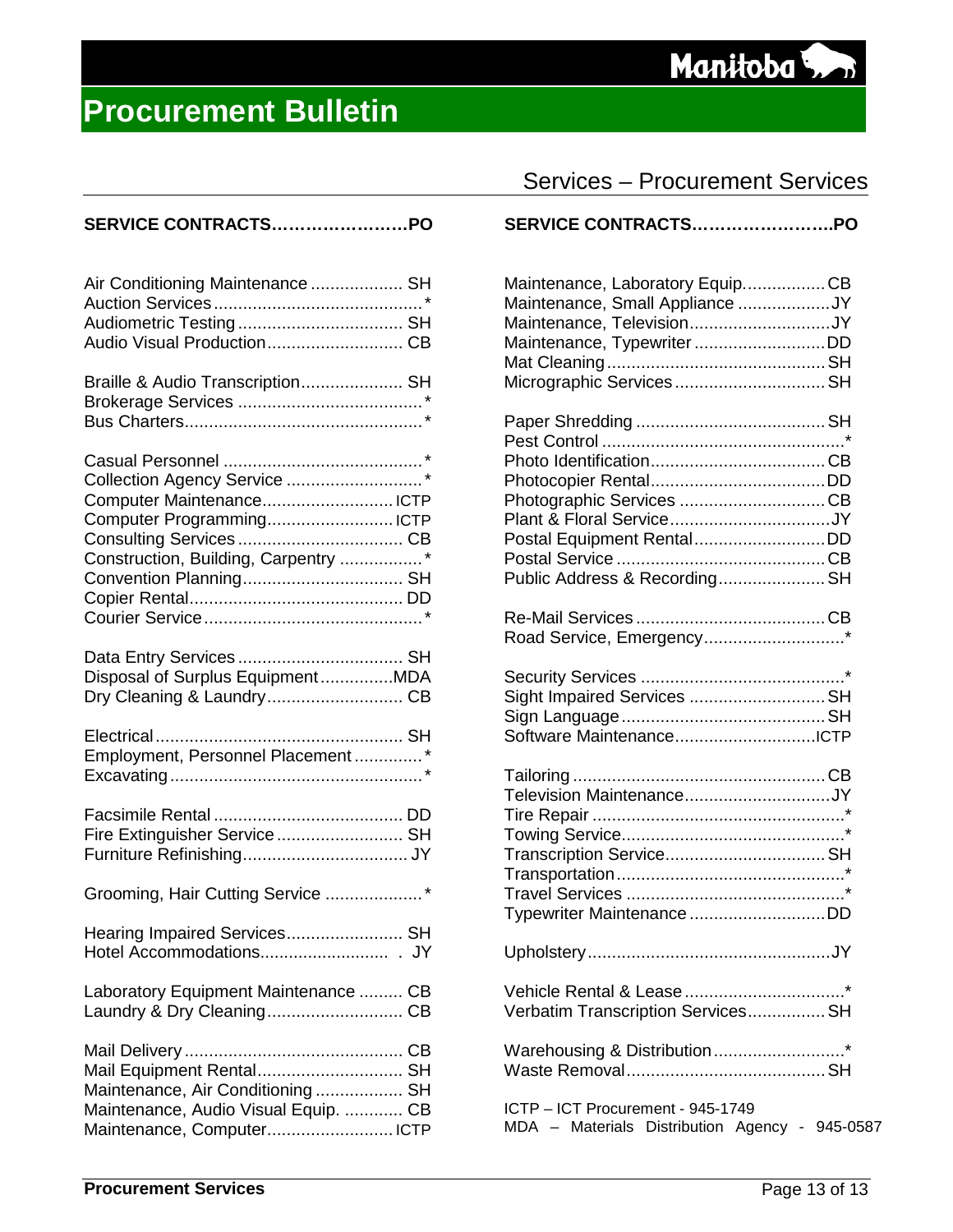# Procurement Bulletin

## Services – Procurement Services

### SERVICE CONTRACTS……………………PO

Air Conditioning Maintenance .................. SH
Auction Services ..........................................*
Audiometric Testing ................................. SH
Audio Visual Production ........................... CB

Braille & Audio Transcription .................... SH
Brokerage Services .....................................*
Bus Charters ................................................*

Casual Personnel ........................................*
Collection Agency Service ...........................*
Computer Maintenance .......................... ICTP
Computer Programming ......................... ICTP
Consulting Services ................................. CB
Construction, Building, Carpentry ................*
Convention Planning ................................ SH
Copier Rental ........................................... DD
Courier Service ............................................*

Data Entry Services ................................. SH
Disposal of Surplus Equipment ...............MDA
Dry Cleaning & Laundry ........................... CB

Electrical .................................................. SH
Employment, Personnel Placement .............*
Excavating ...................................................*

Facsimile Rental ...................................... DD
Fire Extinguisher Service ......................... SH
Furniture Refinishing ................................. JY

Grooming, Hair Cutting Service ...................*

Hearing Impaired Services ....................... SH
Hotel Accommodations.......................... . JY

Laboratory Equipment Maintenance ......... CB
Laundry & Dry Cleaning ........................... CB

Mail Delivery ............................................ CB
Mail Equipment Rental ............................. SH
Maintenance, Air Conditioning ................. SH
Maintenance, Audio Visual Equip. ............ CB
Maintenance, Computer ......................... ICTP

### SERVICE CONTRACTS……………………PO

Maintenance, Laboratory Equip................. CB
Maintenance, Small Appliance ................... JY
Maintenance, Television ............................ JY
Maintenance, Typewriter .......................... DD
Mat Cleaning ............................................ SH
Micrographic Services .............................. SH

Paper Shredding ...................................... SH
Pest Control .................................................*
Photo Identification ................................... CB
Photocopier Rental ................................... DD
Photographic Services ............................. CB
Plant & Floral Service ................................ JY
Postal Equipment Rental .......................... DD
Postal Service .......................................... CB
Public Address & Recording ..................... SH

Re-Mail Services ...................................... CB
Road Service, Emergency ............................*

Security Services .........................................*
Sight Impaired Services ........................... SH
Sign Language ......................................... SH
Software Maintenance ............................ ICTP

Tailoring ................................................... CB
Television Maintenance ............................. JY
Tire Repair ...................................................*
Towing Service .............................................*
Transcription Service ................................ SH
Transportation ..............................................*
Travel Services ............................................*
Typewriter Maintenance ........................... DD

Upholstery ................................................. JY

Vehicle Rental & Lease ................................*
Verbatim Transcription Services ............... SH

Warehousing & Distribution ..........................*
Waste Removal ........................................ SH

ICTP – ICT Procurement - 945-1749
MDA – Materials Distribution Agency - 945-0587